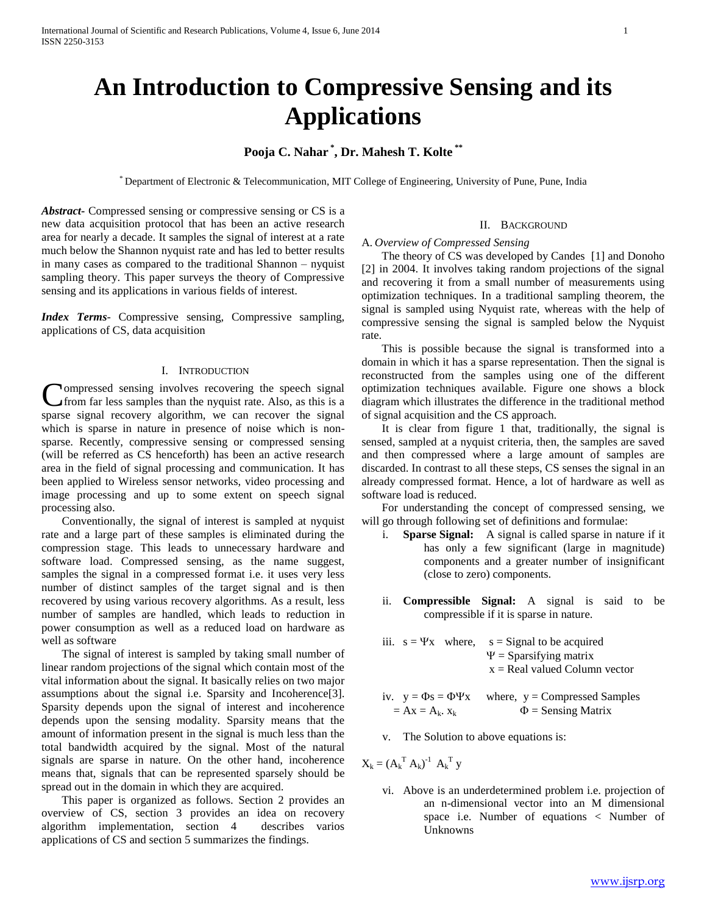# An Introduction to Compressive Sensing and its Applications

**Pooja C. Nahar [*], Dr. Mahesh T. Kolte [**]**

[*] Department of Electronic & Telecommunication, MIT College of Engineering, University of Pune, Pune, India

***Abstract***- Compressed sensing or compressive sensing or CS is a new data acquisition protocol that has been an active research area for nearly a decade. It samples the signal of interest at a rate much below the Shannon nyquist rate and has led to better results in many cases as compared to the traditional Shannon – nyquist sampling theory. This paper surveys the theory of Compressive sensing and its applications in various fields of interest.

***Index Terms***- Compressive sensing, Compressive sampling, applications of CS, data acquisition

## I. Introduction

Compressed sensing involves recovering the speech signal from far less samples than the nyquist rate. Also, as this is a sparse signal recovery algorithm, we can recover the signal which is sparse in nature in presence of noise which is non-sparse. Recently, compressive sensing or compressed sensing (will be referred as CS henceforth) has been an active research area in the field of signal processing and communication. It has been applied to Wireless sensor networks, video processing and image processing and up to some extent on speech signal processing also.

Conventionally, the signal of interest is sampled at nyquist rate and a large part of these samples is eliminated during the compression stage. This leads to unnecessary hardware and software load. Compressed sensing, as the name suggest, samples the signal in a compressed format i.e. it uses very less number of distinct samples of the target signal and is then recovered by using various recovery algorithms. As a result, less number of samples are handled, which leads to reduction in power consumption as well as a reduced load on hardware as well as software

The signal of interest is sampled by taking small number of linear random projections of the signal which contain most of the vital information about the signal. It basically relies on two major assumptions about the signal i.e. Sparsity and Incoherence[3]. Sparsity depends upon the signal of interest and incoherence depends upon the sensing modality. Sparsity means that the amount of information present in the signal is much less than the total bandwidth acquired by the signal. Most of the natural signals are sparse in nature. On the other hand, incoherence means that, signals that can be represented sparsely should be spread out in the domain in which they are acquired.

This paper is organized as follows. Section 2 provides an overview of CS, section 3 provides an idea on recovery algorithm implementation, section 4 describes varios applications of CS and section 5 summarizes the findings.

## II. Background

### A. *Overview of Compressed Sensing*

The theory of CS was developed by Candes [1] and Donoho [2] in 2004. It involves taking random projections of the signal and recovering it from a small number of measurements using optimization techniques. In a traditional sampling theorem, the signal is sampled using Nyquist rate, whereas with the help of compressive sensing the signal is sampled below the Nyquist rate.

This is possible because the signal is transformed into a domain in which it has a sparse representation. Then the signal is reconstructed from the samples using one of the different optimization techniques available. Figure one shows a block diagram which illustrates the difference in the traditional method of signal acquisition and the CS approach.

It is clear from figure 1 that, traditionally, the signal is sensed, sampled at a nyquist criteria, then, the samples are saved and then compressed where a large amount of samples are discarded. In contrast to all these steps, CS senses the signal in an already compressed format. Hence, a lot of hardware as well as software load is reduced.

For understanding the concept of compressed sensing, we will go through following set of definitions and formulae:

i. **Sparse Signal:** A signal is called sparse in nature if it has only a few significant (large in magnitude) components and a greater number of insignificant (close to zero) components.

ii. **Compressible Signal:** A signal is said to be compressible if it is sparse in nature.

iii. $s = \Psi x$ where, $s$ = Signal to be acquired
$\Psi$ = Sparsifying matrix
$x$ = Real valued Column vector

iv. $y = \Phi s = \Phi \Psi x = Ax = A_k . x_k$ where, $y$ = Compressed Samples
$\Phi$ = Sensing Matrix

v. The Solution to above equations is:

$$X_k = (A_k^T A_k)^{-1} A_k^T y$$

vi. Above is an underdetermined problem i.e. projection of an n-dimensional vector into an M dimensional space i.e. Number of equations < Number of Unknowns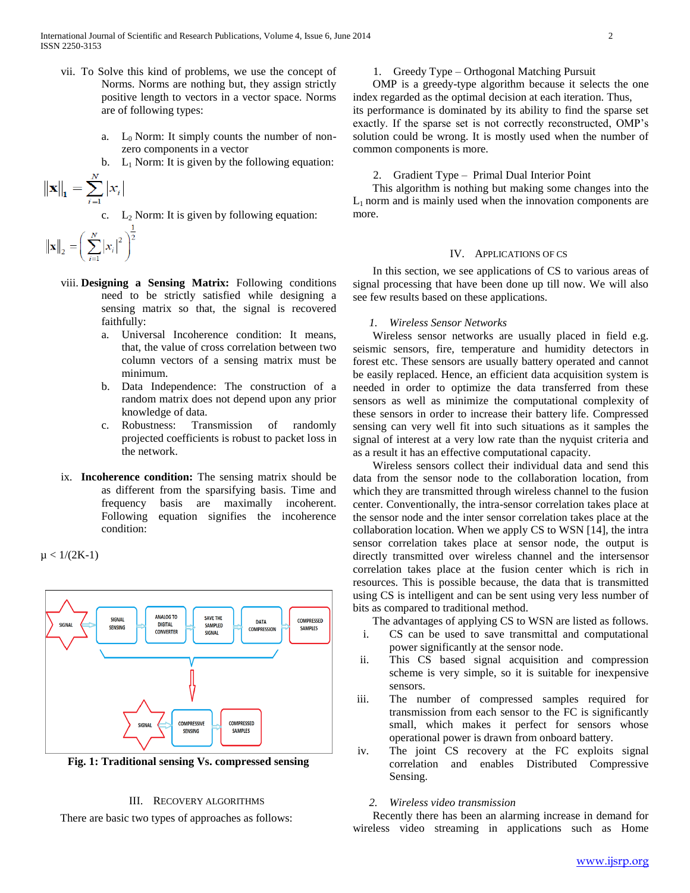vii. To Solve this kind of problems, we use the concept of Norms. Norms are nothing but, they assign strictly positive length to vectors in a vector space. Norms are of following types:

a. $L_0$ Norm: It simply counts the number of non-zero components in a vector

b. $L_1$ Norm: It is given by the following equation:

$$\|\mathbf{x}\|_1 = \sum_{i=1}^{N} |x_i|$$

c. $L_2$ Norm: It is given by following equation:

$$\|\mathbf{x}\|_2 = \left( \sum_{i=1}^{N} |x_i|^2 \right)^{\frac{1}{2}}$$

viii. **Designing a Sensing Matrix:** Following conditions need to be strictly satisfied while designing a sensing matrix so that, the signal is recovered faithfully:

a. Universal Incoherence condition: It means, that, the value of cross correlation between two column vectors of a sensing matrix must be minimum.

b. Data Independence: The construction of a random matrix does not depend upon any prior knowledge of data.

c. Robustness: Transmission of randomly projected coefficients is robust to packet loss in the network.

ix. **Incoherence condition:** The sensing matrix should be as different from the sparsifying basis. Time and frequency basis are maximally incoherent. Following equation signifies the incoherence condition:

$\mu < 1/(2K\text{-}1)$

**Fig. 1: Traditional sensing Vs. compressed sensing**

## III. Recovery Algorithms

There are basic two types of approaches as follows:

1. Greedy Type – Orthogonal Matching Pursuit

OMP is a greedy-type algorithm because it selects the one index regarded as the optimal decision at each iteration. Thus, its performance is dominated by its ability to find the sparse set exactly. If the sparse set is not correctly reconstructed, OMP's solution could be wrong. It is mostly used when the number of common components is more.

2. Gradient Type – Primal Dual Interior Point

This algorithm is nothing but making some changes into the $L_1$ norm and is mainly used when the innovation components are more.

## IV. Applications of CS

In this section, we see applications of CS to various areas of signal processing that have done up till now. We will also see few results based on these applications.

### *1. Wireless Sensor Networks*

Wireless sensor networks are usually placed in field e.g. seismic sensors, fire, temperature and humidity detectors in forest etc. These sensors are usually battery operated and cannot be easily replaced. Hence, an efficient data acquisition system is needed in order to optimize the data transferred from these sensors as well as minimize the computational complexity of these sensors in order to increase their battery life. Compressed sensing can very well fit into such situations as it samples the signal of interest at a very low rate than the nyquist criteria and as a result it has an effective computational capacity.

Wireless sensors collect their individual data and send this data from the sensor node to the collaboration location, from which they are transmitted through wireless channel to the fusion center. Conventionally, the intra-sensor correlation takes place at the sensor node and the inter sensor correlation takes place at the collaboration location. When we apply CS to WSN [14], the intra sensor correlation takes place at sensor node, the output is directly transmitted over wireless channel and the intersensor correlation takes place at the fusion center which is rich in resources. This is possible because, the data that is transmitted using CS is intelligent and can be sent using very less number of bits as compared to traditional method.

The advantages of applying CS to WSN are listed as follows.

i. CS can be used to save transmittal and computational power significantly at the sensor node.

ii. This CS based signal acquisition and compression scheme is very simple, so it is suitable for inexpensive sensors.

iii. The number of compressed samples required for transmission from each sensor to the FC is significantly small, which makes it perfect for sensors whose operational power is drawn from onboard battery.

iv. The joint CS recovery at the FC exploits signal correlation and enables Distributed Compressive Sensing.

### *2. Wireless video transmission*

Recently there has been an alarming increase in demand for wireless video streaming in applications such as Home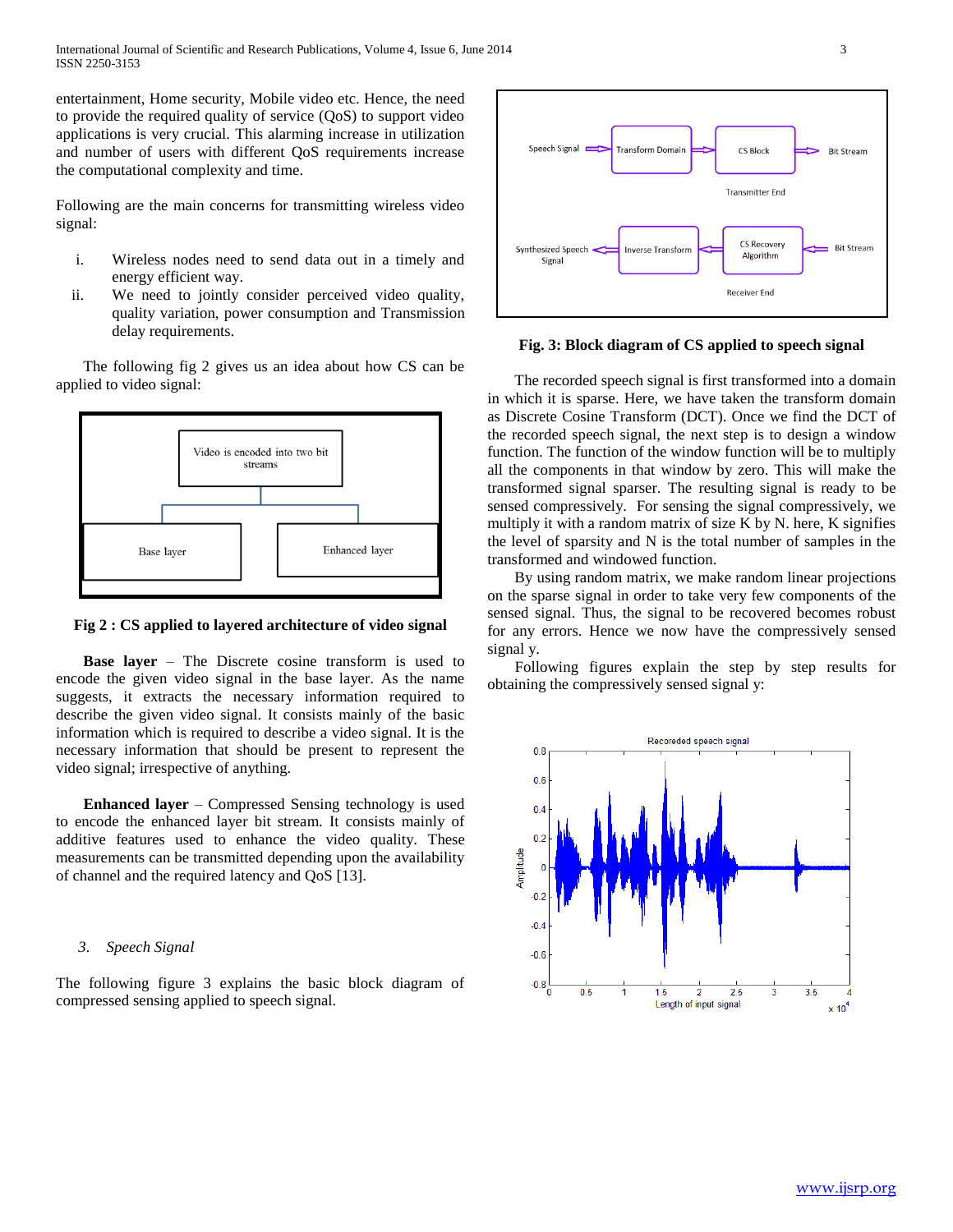entertainment, Home security, Mobile video etc. Hence, the need to provide the required quality of service (QoS) to support video applications is very crucial. This alarming increase in utilization and number of users with different QoS requirements increase the computational complexity and time.

Following are the main concerns for transmitting wireless video signal:

i. Wireless nodes need to send data out in a timely and energy efficient way.
ii. We need to jointly consider perceived video quality, quality variation, power consumption and Transmission delay requirements.

The following fig 2 gives us an idea about how CS can be applied to video signal:

**Fig 2 : CS applied to layered architecture of video signal**

**Base layer** – The Discrete cosine transform is used to encode the given video signal in the base layer. As the name suggests, it extracts the necessary information required to describe the given video signal. It consists mainly of the basic information which is required to describe a video signal. It is the necessary information that should be present to represent the video signal; irrespective of anything.

**Enhanced layer** – Compressed Sensing technology is used to encode the enhanced layer bit stream. It consists mainly of additive features used to enhance the video quality. These measurements can be transmitted depending upon the availability of channel and the required latency and QoS [13].

### *3. Speech Signal*

The following figure 3 explains the basic block diagram of compressed sensing applied to speech signal.

**Fig. 3: Block diagram of CS applied to speech signal**

The recorded speech signal is first transformed into a domain in which it is sparse. Here, we have taken the transform domain as Discrete Cosine Transform (DCT). Once we find the DCT of the recorded speech signal, the next step is to design a window function. The function of the window function will be to multiply all the components in that window by zero. This will make the transformed signal sparser. The resulting signal is ready to be sensed compressively. For sensing the signal compressively, we multiply it with a random matrix of size K by N. here, K signifies the level of sparsity and N is the total number of samples in the transformed and windowed function.

By using random matrix, we make random linear projections on the sparse signal in order to take very few components of the sensed signal. Thus, the signal to be recovered becomes robust for any errors. Hence we now have the compressively sensed signal y.

Following figures explain the step by step results for obtaining the compressively sensed signal y: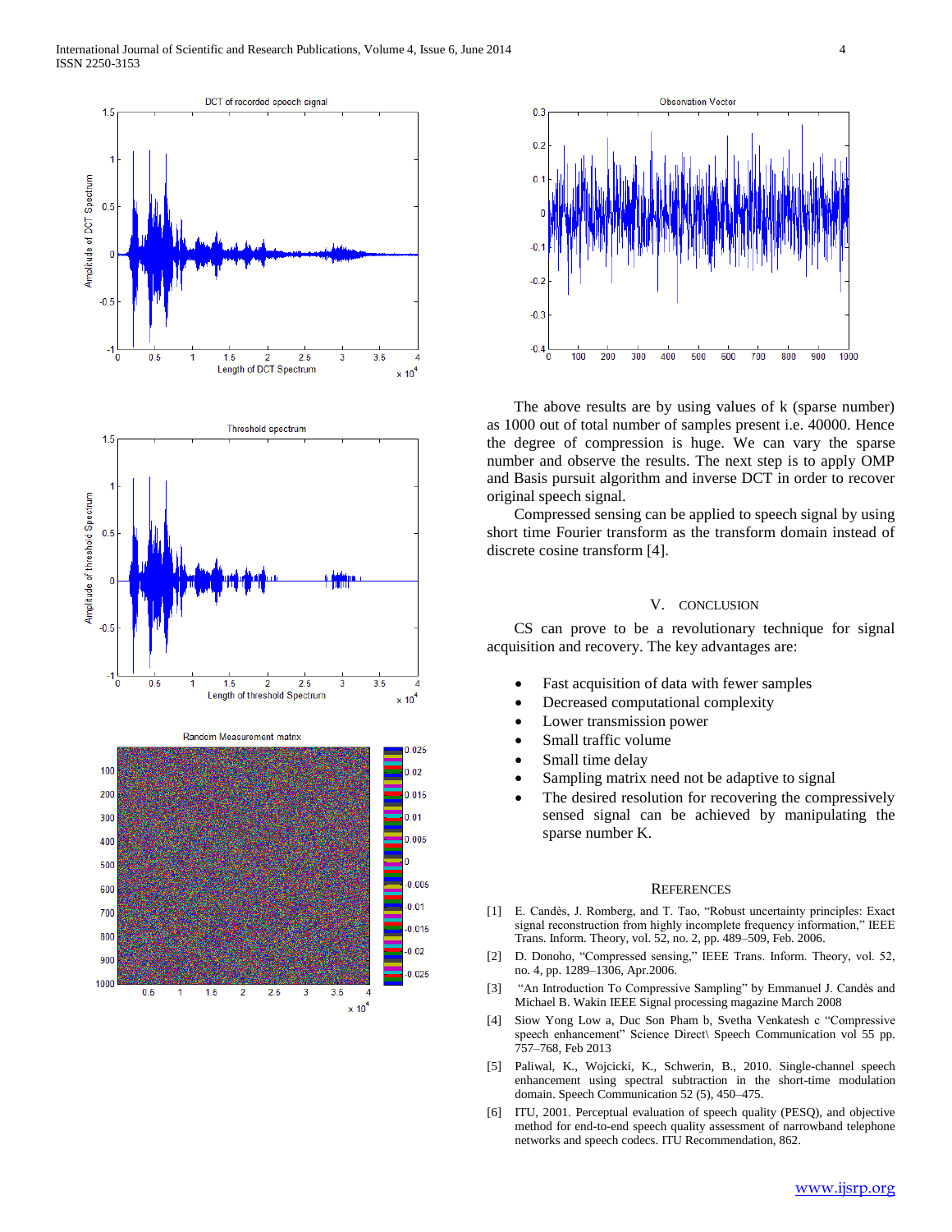The above results are by using values of k (sparse number) as 1000 out of total number of samples present i.e. 40000. Hence the degree of compression is huge. We can vary the sparse number and observe the results. The next step is to apply OMP and Basis pursuit algorithm and inverse DCT in order to recover original speech signal.

Compressed sensing can be applied to speech signal by using short time Fourier transform as the transform domain instead of discrete cosine transform [4].

## V. Conclusion

CS can prove to be a revolutionary technique for signal acquisition and recovery. The key advantages are:

- Fast acquisition of data with fewer samples
- Decreased computational complexity
- Lower transmission power
- Small traffic volume
- Small time delay
- Sampling matrix need not be adaptive to signal
- The desired resolution for recovering the compressively sensed signal can be achieved by manipulating the sparse number K.

## References

[1] E. Candès, J. Romberg, and T. Tao, "Robust uncertainty principles: Exact signal reconstruction from highly incomplete frequency information," IEEE Trans. Inform. Theory, vol. 52, no. 2, pp. 489–509, Feb. 2006.

[2] D. Donoho, "Compressed sensing," IEEE Trans. Inform. Theory, vol. 52, no. 4, pp. 1289–1306, Apr.2006.

[3] "An Introduction To Compressive Sampling" by Emmanuel J. Candès and Michael B. Wakin IEEE Signal processing magazine March 2008

[4] Siow Yong Low a, Duc Son Pham b, Svetha Venkatesh c "Compressive speech enhancement" Science Direct\ Speech Communication vol 55 pp. 757–768, Feb 2013

[5] Paliwal, K., Wojcicki, K., Schwerin, B., 2010. Single-channel speech enhancement using spectral subtraction in the short-time modulation domain. Speech Communication 52 (5), 450–475.

[6] ITU, 2001. Perceptual evaluation of speech quality (PESQ), and objective method for end-to-end speech quality assessment of narrowband telephone networks and speech codecs. ITU Recommendation, 862.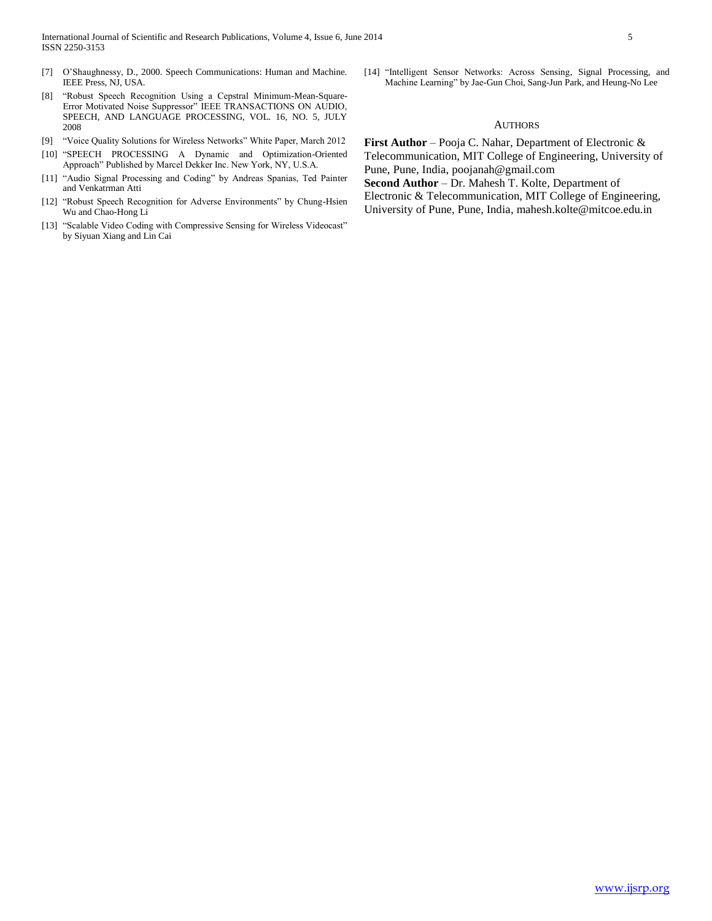[7] O'Shaughnessy, D., 2000. Speech Communications: Human and Machine. IEEE Press, NJ, USA.

[8] "Robust Speech Recognition Using a Cepstral Minimum-Mean-Square-Error Motivated Noise Suppressor" IEEE TRANSACTIONS ON AUDIO, SPEECH, AND LANGUAGE PROCESSING, VOL. 16, NO. 5, JULY 2008

[9] "Voice Quality Solutions for Wireless Networks" White Paper, March 2012

[10] "SPEECH PROCESSING A Dynamic and Optimization-Oriented Approach" Published by Marcel Dekker Inc. New York, NY, U.S.A.

[11] "Audio Signal Processing and Coding" by Andreas Spanias, Ted Painter and Venkatrman Atti

[12] "Robust Speech Recognition for Adverse Environments" by Chung-Hsien Wu and Chao-Hong Li

[13] "Scalable Video Coding with Compressive Sensing for Wireless Videocast" by Siyuan Xiang and Lin Cai

[14] "Intelligent Sensor Networks: Across Sensing, Signal Processing, and Machine Learning" by Jae-Gun Choi, Sang-Jun Park, and Heung-No Lee

## AUTHORS

**First Author** – Pooja C. Nahar, Department of Electronic & Telecommunication, MIT College of Engineering, University of Pune, Pune, India, poojanah@gmail.com

**Second Author** – Dr. Mahesh T. Kolte, Department of Electronic & Telecommunication, MIT College of Engineering, University of Pune, Pune, India, mahesh.kolte@mitcoe.edu.in